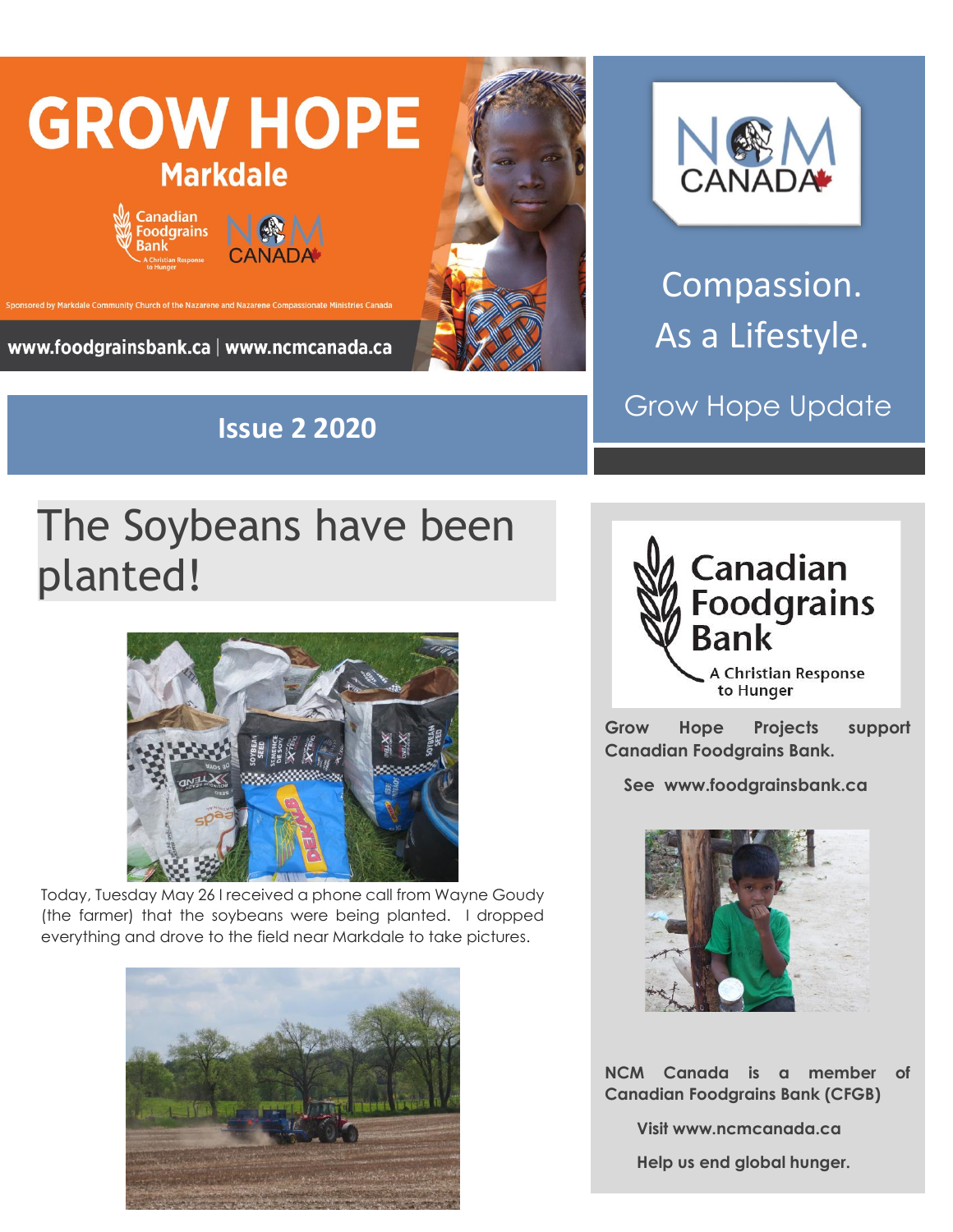# GROW HOPE

## Markdale

Sponsored by Markdale Community Church of the Nazarene and Nazarene Compassionate Ministries Canada

www.foodgrainsbank.ca | www.ncmcanada.ca

**Issue 2 2020**

Compassion.
As a Lifestyle.

Grow Hope Update

# The Soybeans have been planted!

Today, Tuesday May 26 I received a phone call from Wayne Goudy (the farmer) that the soybeans were being planted. I dropped everything and drove to the field near Markdale to take pictures.

**Canadian Foodgrains Bank**
A Christian Response to Hunger

**Grow Hope Projects support Canadian Foodgrains Bank.**

**See www.foodgrainsbank.ca**

**NCM Canada is a member of Canadian Foodgrains Bank (CFGB)**

**Visit www.ncmcanada.ca**

**Help us end global hunger.**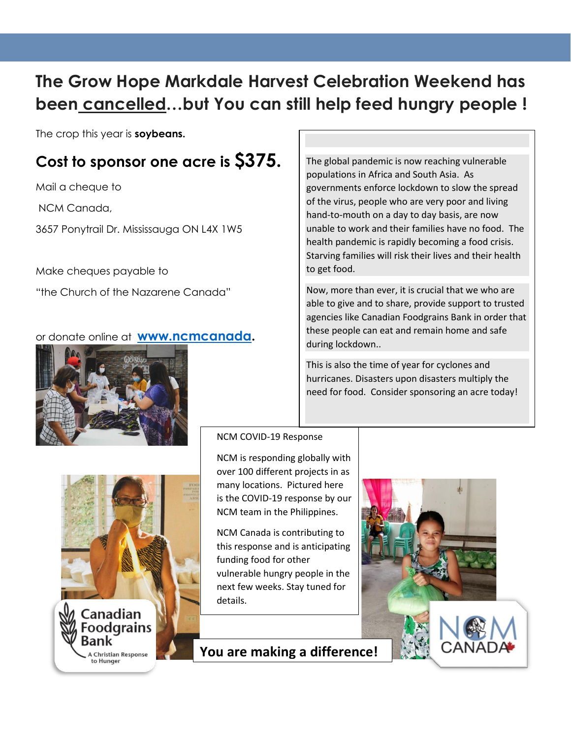# The Grow Hope Markdale Harvest Celebration Weekend has been cancelled…but You can still help feed hungry people !

The crop this year is **soybeans.**

## Cost to sponsor one acre is $375.

Mail a cheque to

NCM Canada,

3657 Ponytrail Dr. Mississauga ON L4X 1W5

Make cheques payable to

"the Church of the Nazarene Canada"

or donate online at **www.ncmcanada.**

The global pandemic is now reaching vulnerable populations in Africa and South Asia. As governments enforce lockdown to slow the spread of the virus, people who are very poor and living hand-to-mouth on a day to day basis, are now unable to work and their families have no food. The health pandemic is rapidly becoming a food crisis. Starving families will risk their lives and their health to get food.

Now, more than ever, it is crucial that we who are able to give and to share, provide support to trusted agencies like Canadian Foodgrains Bank in order that these people can eat and remain home and safe during lockdown..

This is also the time of year for cyclones and hurricanes. Disasters upon disasters multiply the need for food. Consider sponsoring an acre today!

NCM COVID-19 Response

NCM is responding globally with over 100 different projects in as many locations. Pictured here is the COVID-19 response by our NCM team in the Philippines.

NCM Canada is contributing to this response and is anticipating funding food for other vulnerable hungry people in the next few weeks. Stay tuned for details.

Canadian Foodgrains Bank

A Christian Response to Hunger

**You are making a difference!**

NCM CANADA